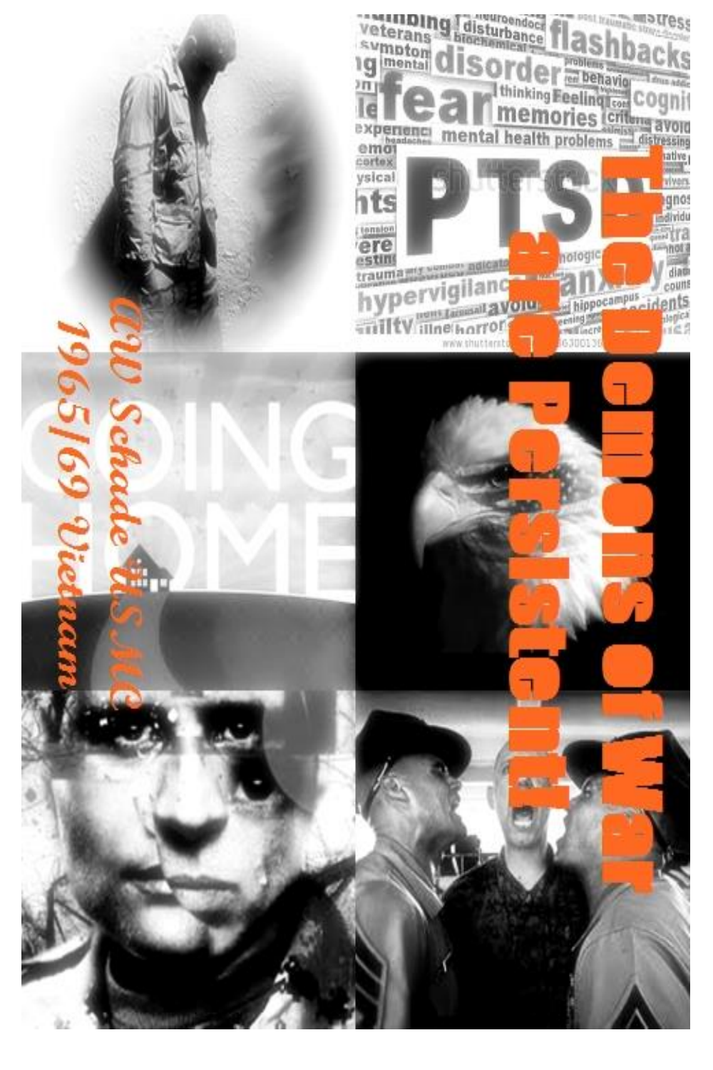# The Demons of War are Persistent!

AW Schade USMC
1965/69 Vietnam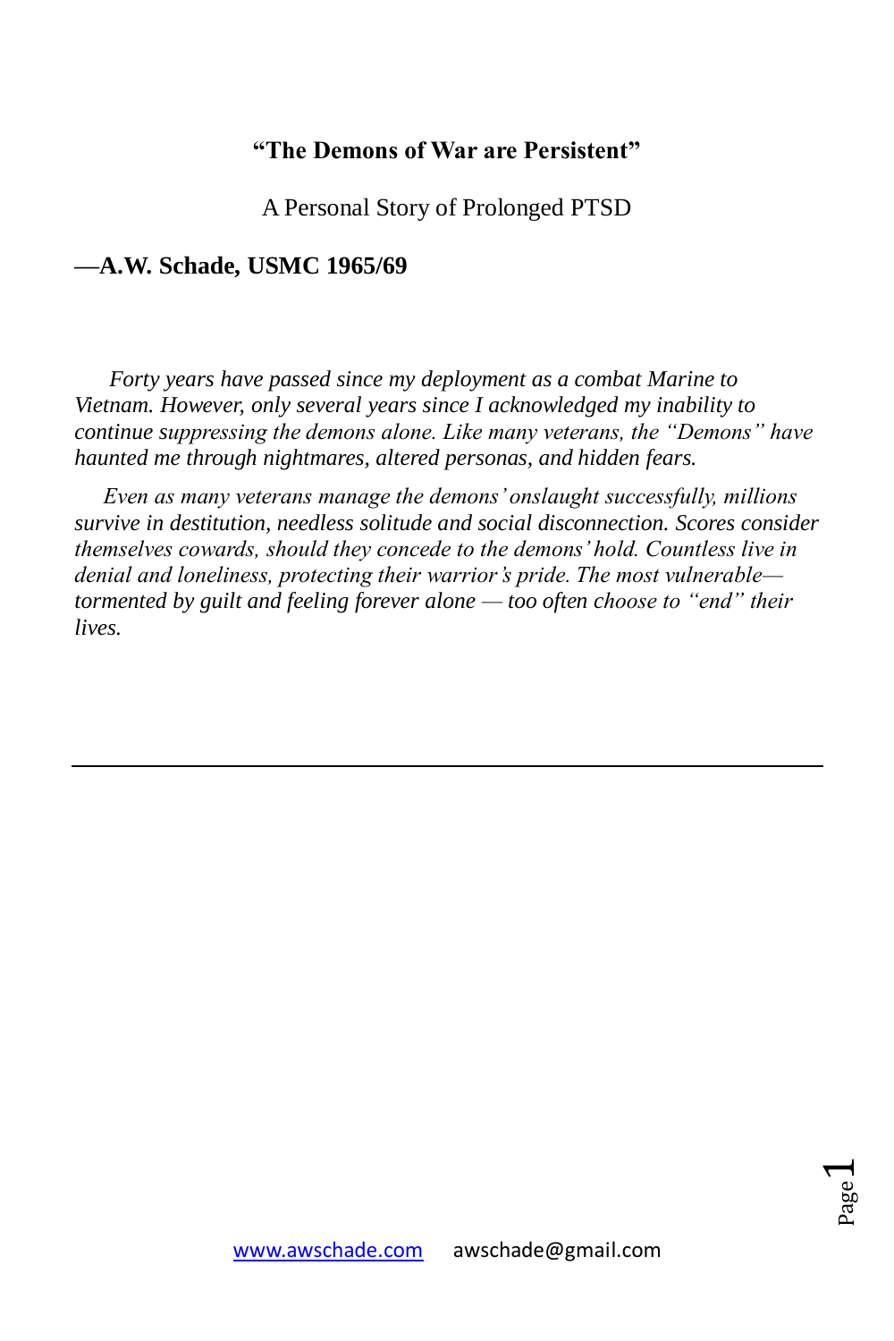**“The Demons of War are Persistent”**

A Personal Story of Prolonged PTSD

**—A.W. Schade, USMC 1965/69**

*Forty years have passed since my deployment as a combat Marine to Vietnam. However, only several years since I acknowledged my inability to continue suppressing the demons alone. Like many veterans, the “Demons” have haunted me through nightmares, altered personas, and hidden fears.*

*Even as many veterans manage the demons’ onslaught successfully, millions survive in destitution, needless solitude and social disconnection. Scores consider themselves cowards, should they concede to the demons’ hold. Countless live in denial and loneliness, protecting their warrior’s pride. The most vulnerable—tormented by guilt and feeling forever alone — too often choose to “end” their lives.*

---

www.awschade.com awschade@gmail.com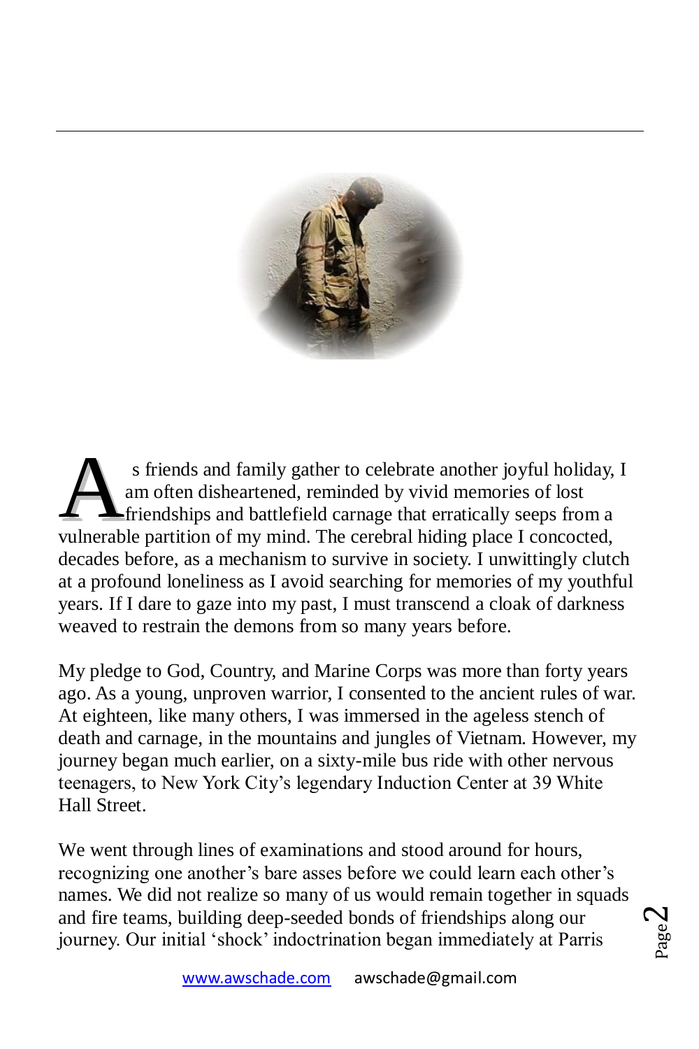As friends and family gather to celebrate another joyful holiday, I am often disheartened, reminded by vivid memories of lost friendships and battlefield carnage that erratically seeps from a vulnerable partition of my mind. The cerebral hiding place I concocted, decades before, as a mechanism to survive in society. I unwittingly clutch at a profound loneliness as I avoid searching for memories of my youthful years. If I dare to gaze into my past, I must transcend a cloak of darkness weaved to restrain the demons from so many years before.

My pledge to God, Country, and Marine Corps was more than forty years ago. As a young, unproven warrior, I consented to the ancient rules of war. At eighteen, like many others, I was immersed in the ageless stench of death and carnage, in the mountains and jungles of Vietnam. However, my journey began much earlier, on a sixty-mile bus ride with other nervous teenagers, to New York City's legendary Induction Center at 39 White Hall Street.

We went through lines of examinations and stood around for hours, recognizing one another's bare asses before we could learn each other's names. We did not realize so many of us would remain together in squads and fire teams, building deep-seeded bonds of friendships along our journey. Our initial 'shock' indoctrination began immediately at Parris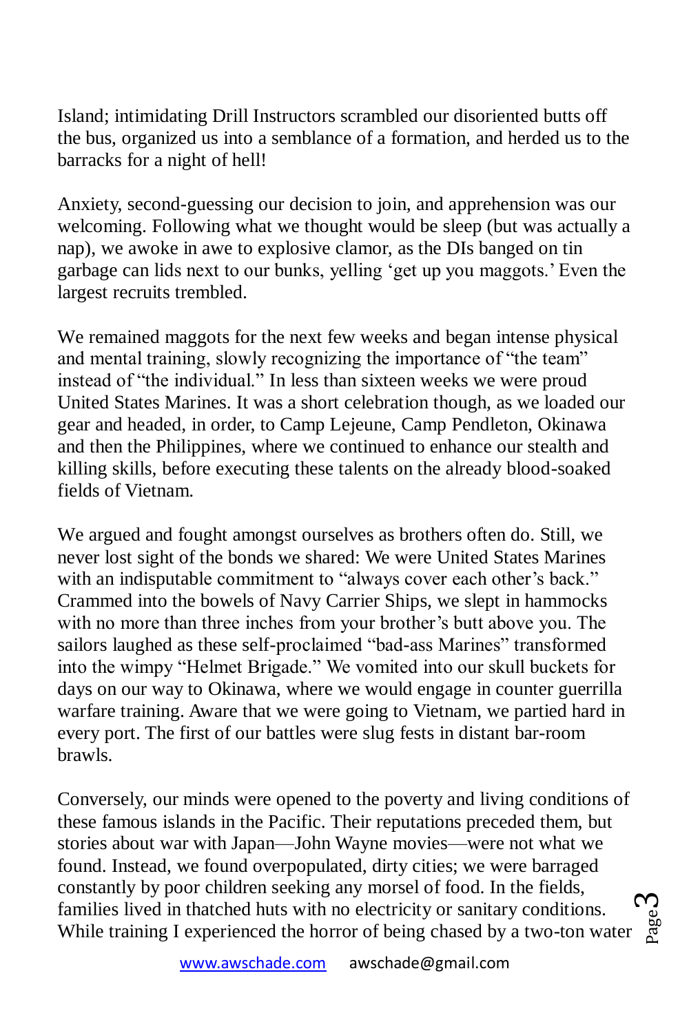Island; intimidating Drill Instructors scrambled our disoriented butts off the bus, organized us into a semblance of a formation, and herded us to the barracks for a night of hell!

Anxiety, second-guessing our decision to join, and apprehension was our welcoming. Following what we thought would be sleep (but was actually a nap), we awoke in awe to explosive clamor, as the DIs banged on tin garbage can lids next to our bunks, yelling 'get up you maggots.' Even the largest recruits trembled.

We remained maggots for the next few weeks and began intense physical and mental training, slowly recognizing the importance of "the team" instead of "the individual." In less than sixteen weeks we were proud United States Marines. It was a short celebration though, as we loaded our gear and headed, in order, to Camp Lejeune, Camp Pendleton, Okinawa and then the Philippines, where we continued to enhance our stealth and killing skills, before executing these talents on the already blood-soaked fields of Vietnam.

We argued and fought amongst ourselves as brothers often do. Still, we never lost sight of the bonds we shared: We were United States Marines with an indisputable commitment to "always cover each other's back." Crammed into the bowels of Navy Carrier Ships, we slept in hammocks with no more than three inches from your brother's butt above you. The sailors laughed as these self-proclaimed "bad-ass Marines" transformed into the wimpy "Helmet Brigade." We vomited into our skull buckets for days on our way to Okinawa, where we would engage in counter guerrilla warfare training. Aware that we were going to Vietnam, we partied hard in every port. The first of our battles were slug fests in distant bar-room brawls.

Conversely, our minds were opened to the poverty and living conditions of these famous islands in the Pacific. Their reputations preceded them, but stories about war with Japan—John Wayne movies—were not what we found. Instead, we found overpopulated, dirty cities; we were barraged constantly by poor children seeking any morsel of food. In the fields, families lived in thatched huts with no electricity or sanitary conditions. While training I experienced the horror of being chased by a two-ton water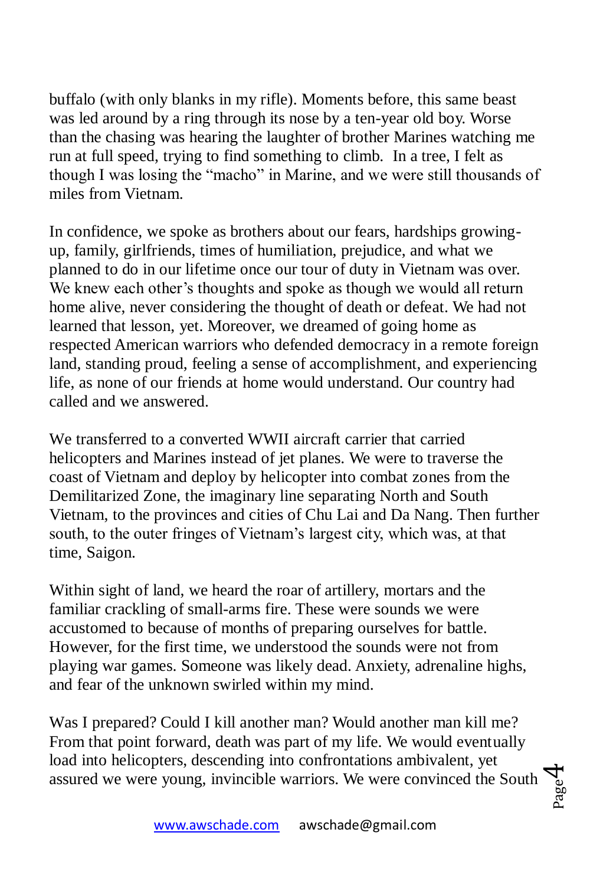buffalo (with only blanks in my rifle). Moments before, this same beast was led around by a ring through its nose by a ten-year old boy. Worse than the chasing was hearing the laughter of brother Marines watching me run at full speed, trying to find something to climb. In a tree, I felt as though I was losing the “macho” in Marine, and we were still thousands of miles from Vietnam.

In confidence, we spoke as brothers about our fears, hardships growing-up, family, girlfriends, times of humiliation, prejudice, and what we planned to do in our lifetime once our tour of duty in Vietnam was over. We knew each other’s thoughts and spoke as though we would all return home alive, never considering the thought of death or defeat. We had not learned that lesson, yet. Moreover, we dreamed of going home as respected American warriors who defended democracy in a remote foreign land, standing proud, feeling a sense of accomplishment, and experiencing life, as none of our friends at home would understand. Our country had called and we answered.

We transferred to a converted WWII aircraft carrier that carried helicopters and Marines instead of jet planes. We were to traverse the coast of Vietnam and deploy by helicopter into combat zones from the Demilitarized Zone, the imaginary line separating North and South Vietnam, to the provinces and cities of Chu Lai and Da Nang. Then further south, to the outer fringes of Vietnam’s largest city, which was, at that time, Saigon.

Within sight of land, we heard the roar of artillery, mortars and the familiar crackling of small-arms fire. These were sounds we were accustomed to because of months of preparing ourselves for battle. However, for the first time, we understood the sounds were not from playing war games. Someone was likely dead. Anxiety, adrenaline highs, and fear of the unknown swirled within my mind.

Was I prepared? Could I kill another man? Would another man kill me? From that point forward, death was part of my life. We would eventually load into helicopters, descending into confrontations ambivalent, yet assured we were young, invincible warriors. We were convinced the South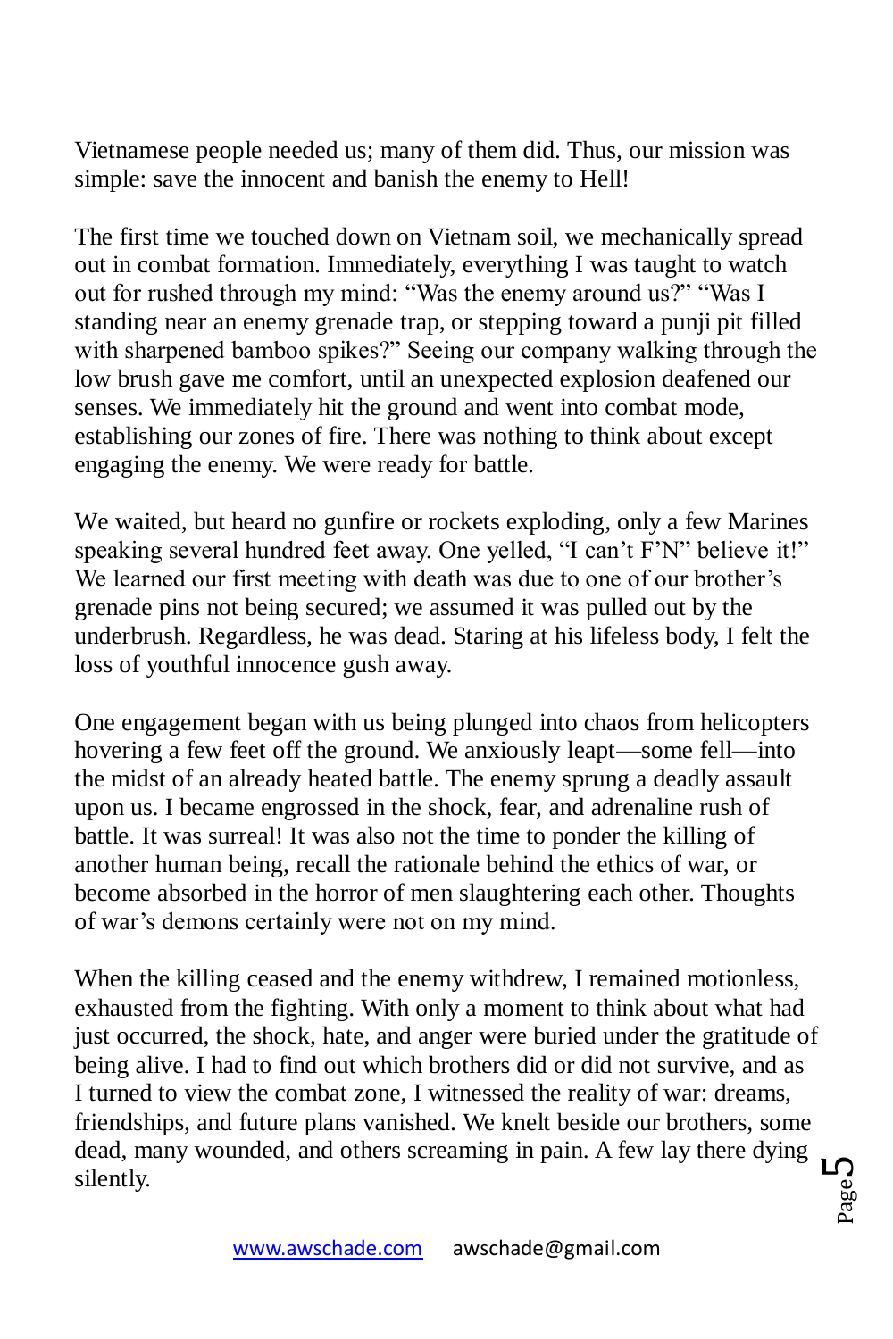Vietnamese people needed us; many of them did. Thus, our mission was simple: save the innocent and banish the enemy to Hell!

The first time we touched down on Vietnam soil, we mechanically spread out in combat formation. Immediately, everything I was taught to watch out for rushed through my mind: “Was the enemy around us?” “Was I standing near an enemy grenade trap, or stepping toward a punji pit filled with sharpened bamboo spikes?” Seeing our company walking through the low brush gave me comfort, until an unexpected explosion deafened our senses. We immediately hit the ground and went into combat mode, establishing our zones of fire. There was nothing to think about except engaging the enemy. We were ready for battle.

We waited, but heard no gunfire or rockets exploding, only a few Marines speaking several hundred feet away. One yelled, “I can’t F’N” believe it!” We learned our first meeting with death was due to one of our brother’s grenade pins not being secured; we assumed it was pulled out by the underbrush. Regardless, he was dead. Staring at his lifeless body, I felt the loss of youthful innocence gush away.

One engagement began with us being plunged into chaos from helicopters hovering a few feet off the ground. We anxiously leapt—some fell—into the midst of an already heated battle. The enemy sprung a deadly assault upon us. I became engrossed in the shock, fear, and adrenaline rush of battle. It was surreal! It was also not the time to ponder the killing of another human being, recall the rationale behind the ethics of war, or become absorbed in the horror of men slaughtering each other. Thoughts of war’s demons certainly were not on my mind.

When the killing ceased and the enemy withdrew, I remained motionless, exhausted from the fighting. With only a moment to think about what had just occurred, the shock, hate, and anger were buried under the gratitude of being alive. I had to find out which brothers did or did not survive, and as I turned to view the combat zone, I witnessed the reality of war: dreams, friendships, and future plans vanished. We knelt beside our brothers, some dead, many wounded, and others screaming in pain. A few lay there dying silently.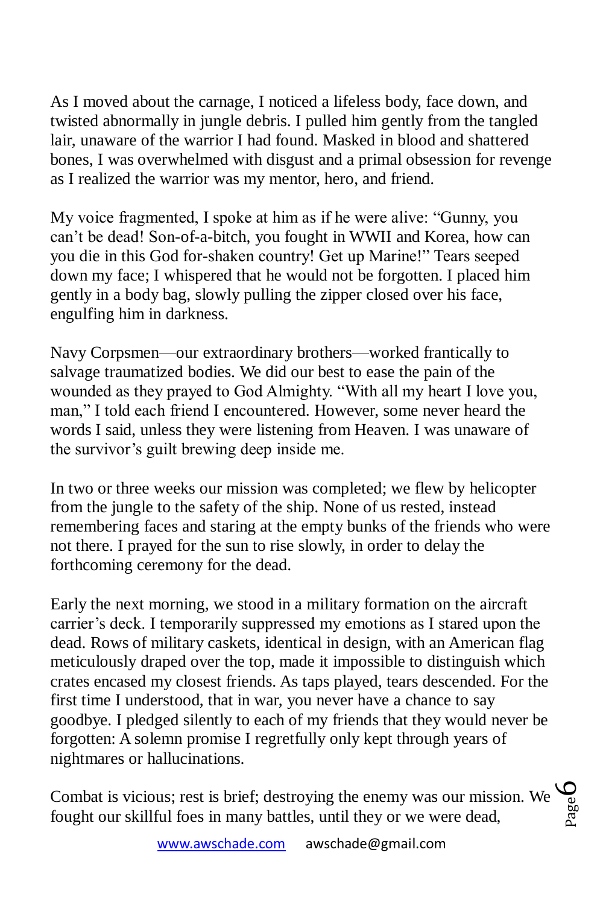As I moved about the carnage, I noticed a lifeless body, face down, and twisted abnormally in jungle debris. I pulled him gently from the tangled lair, unaware of the warrior I had found. Masked in blood and shattered bones, I was overwhelmed with disgust and a primal obsession for revenge as I realized the warrior was my mentor, hero, and friend.

My voice fragmented, I spoke at him as if he were alive: "Gunny, you can't be dead! Son-of-a-bitch, you fought in WWII and Korea, how can you die in this God for-shaken country! Get up Marine!" Tears seeped down my face; I whispered that he would not be forgotten. I placed him gently in a body bag, slowly pulling the zipper closed over his face, engulfing him in darkness.

Navy Corpsmen—our extraordinary brothers—worked frantically to salvage traumatized bodies. We did our best to ease the pain of the wounded as they prayed to God Almighty. "With all my heart I love you, man," I told each friend I encountered. However, some never heard the words I said, unless they were listening from Heaven. I was unaware of the survivor's guilt brewing deep inside me.

In two or three weeks our mission was completed; we flew by helicopter from the jungle to the safety of the ship. None of us rested, instead remembering faces and staring at the empty bunks of the friends who were not there. I prayed for the sun to rise slowly, in order to delay the forthcoming ceremony for the dead.

Early the next morning, we stood in a military formation on the aircraft carrier's deck. I temporarily suppressed my emotions as I stared upon the dead. Rows of military caskets, identical in design, with an American flag meticulously draped over the top, made it impossible to distinguish which crates encased my closest friends. As taps played, tears descended. For the first time I understood, that in war, you never have a chance to say goodbye. I pledged silently to each of my friends that they would never be forgotten: A solemn promise I regretfully only kept through years of nightmares or hallucinations.

Combat is vicious; rest is brief; destroying the enemy was our mission. We fought our skillful foes in many battles, until they or we were dead,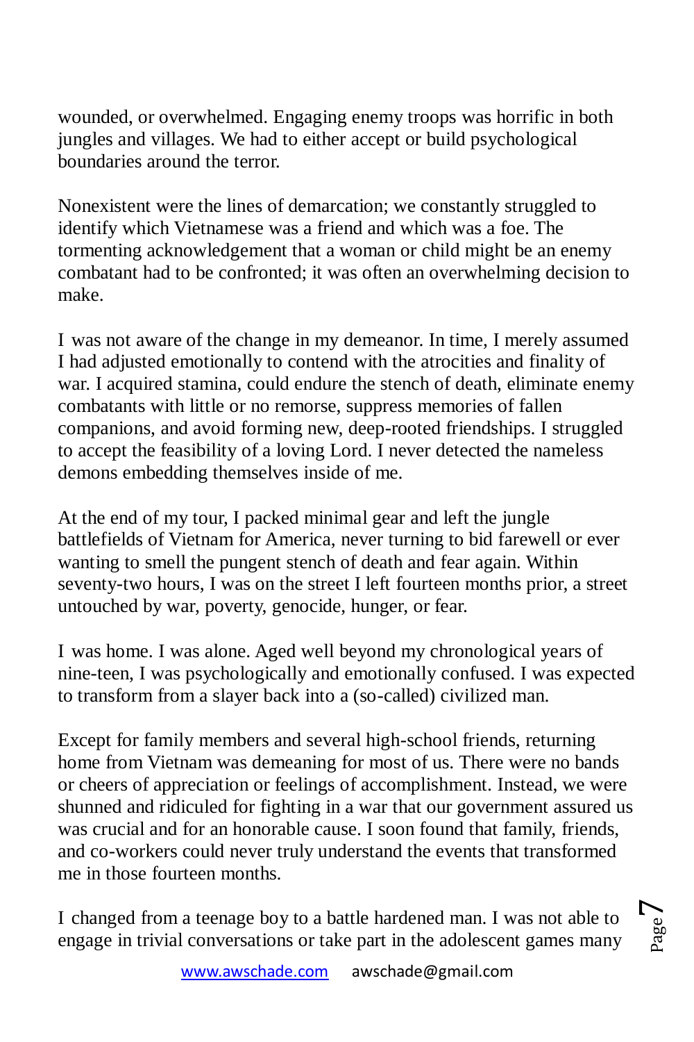wounded, or overwhelmed. Engaging enemy troops was horrific in both jungles and villages. We had to either accept or build psychological boundaries around the terror.

Nonexistent were the lines of demarcation; we constantly struggled to identify which Vietnamese was a friend and which was a foe. The tormenting acknowledgement that a woman or child might be an enemy combatant had to be confronted; it was often an overwhelming decision to make.

I was not aware of the change in my demeanor. In time, I merely assumed I had adjusted emotionally to contend with the atrocities and finality of war. I acquired stamina, could endure the stench of death, eliminate enemy combatants with little or no remorse, suppress memories of fallen companions, and avoid forming new, deep-rooted friendships. I struggled to accept the feasibility of a loving Lord. I never detected the nameless demons embedding themselves inside of me.

At the end of my tour, I packed minimal gear and left the jungle battlefields of Vietnam for America, never turning to bid farewell or ever wanting to smell the pungent stench of death and fear again. Within seventy-two hours, I was on the street I left fourteen months prior, a street untouched by war, poverty, genocide, hunger, or fear.

I was home. I was alone. Aged well beyond my chronological years of nine-teen, I was psychologically and emotionally confused. I was expected to transform from a slayer back into a (so-called) civilized man.

Except for family members and several high-school friends, returning home from Vietnam was demeaning for most of us. There were no bands or cheers of appreciation or feelings of accomplishment. Instead, we were shunned and ridiculed for fighting in a war that our government assured us was crucial and for an honorable cause. I soon found that family, friends, and co-workers could never truly understand the events that transformed me in those fourteen months.

I changed from a teenage boy to a battle hardened man. I was not able to engage in trivial conversations or take part in the adolescent games many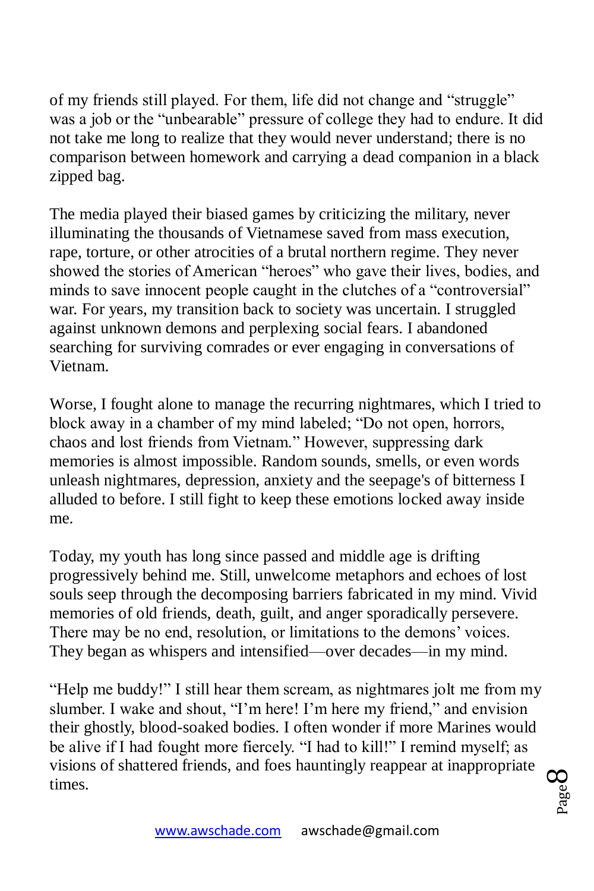of my friends still played. For them, life did not change and "struggle" was a job or the "unbearable" pressure of college they had to endure. It did not take me long to realize that they would never understand; there is no comparison between homework and carrying a dead companion in a black zipped bag.

The media played their biased games by criticizing the military, never illuminating the thousands of Vietnamese saved from mass execution, rape, torture, or other atrocities of a brutal northern regime. They never showed the stories of American "heroes" who gave their lives, bodies, and minds to save innocent people caught in the clutches of a "controversial" war. For years, my transition back to society was uncertain. I struggled against unknown demons and perplexing social fears. I abandoned searching for surviving comrades or ever engaging in conversations of Vietnam.

Worse, I fought alone to manage the recurring nightmares, which I tried to block away in a chamber of my mind labeled; "Do not open, horrors, chaos and lost friends from Vietnam." However, suppressing dark memories is almost impossible. Random sounds, smells, or even words unleash nightmares, depression, anxiety and the seepage's of bitterness I alluded to before. I still fight to keep these emotions locked away inside me.

Today, my youth has long since passed and middle age is drifting progressively behind me. Still, unwelcome metaphors and echoes of lost souls seep through the decomposing barriers fabricated in my mind. Vivid memories of old friends, death, guilt, and anger sporadically persevere. There may be no end, resolution, or limitations to the demons' voices. They began as whispers and intensified—over decades—in my mind.

"Help me buddy!" I still hear them scream, as nightmares jolt me from my slumber. I wake and shout, "I'm here! I'm here my friend," and envision their ghostly, blood-soaked bodies. I often wonder if more Marines would be alive if I had fought more fiercely. "I had to kill!" I remind myself; as visions of shattered friends, and foes hauntingly reappear at inappropriate times.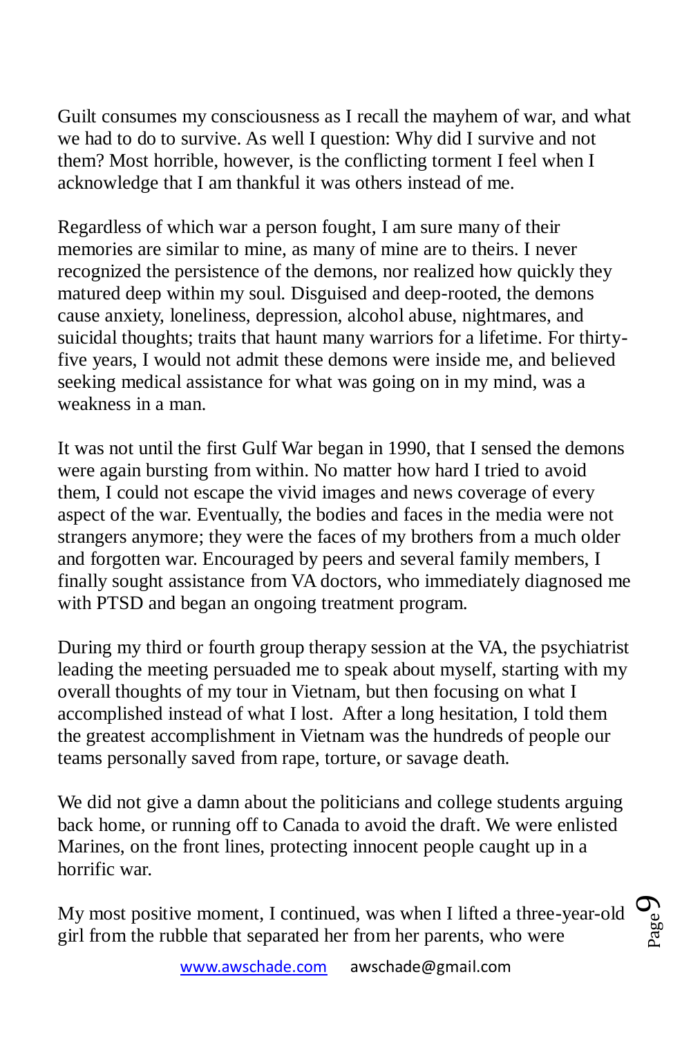Guilt consumes my consciousness as I recall the mayhem of war, and what we had to do to survive. As well I question: Why did I survive and not them? Most horrible, however, is the conflicting torment I feel when I acknowledge that I am thankful it was others instead of me.

Regardless of which war a person fought, I am sure many of their memories are similar to mine, as many of mine are to theirs. I never recognized the persistence of the demons, nor realized how quickly they matured deep within my soul. Disguised and deep-rooted, the demons cause anxiety, loneliness, depression, alcohol abuse, nightmares, and suicidal thoughts; traits that haunt many warriors for a lifetime. For thirty-five years, I would not admit these demons were inside me, and believed seeking medical assistance for what was going on in my mind, was a weakness in a man.

It was not until the first Gulf War began in 1990, that I sensed the demons were again bursting from within. No matter how hard I tried to avoid them, I could not escape the vivid images and news coverage of every aspect of the war. Eventually, the bodies and faces in the media were not strangers anymore; they were the faces of my brothers from a much older and forgotten war. Encouraged by peers and several family members, I finally sought assistance from VA doctors, who immediately diagnosed me with PTSD and began an ongoing treatment program.

During my third or fourth group therapy session at the VA, the psychiatrist leading the meeting persuaded me to speak about myself, starting with my overall thoughts of my tour in Vietnam, but then focusing on what I accomplished instead of what I lost. After a long hesitation, I told them the greatest accomplishment in Vietnam was the hundreds of people our teams personally saved from rape, torture, or savage death.

We did not give a damn about the politicians and college students arguing back home, or running off to Canada to avoid the draft. We were enlisted Marines, on the front lines, protecting innocent people caught up in a horrific war.

My most positive moment, I continued, was when I lifted a three-year-old girl from the rubble that separated her from her parents, who were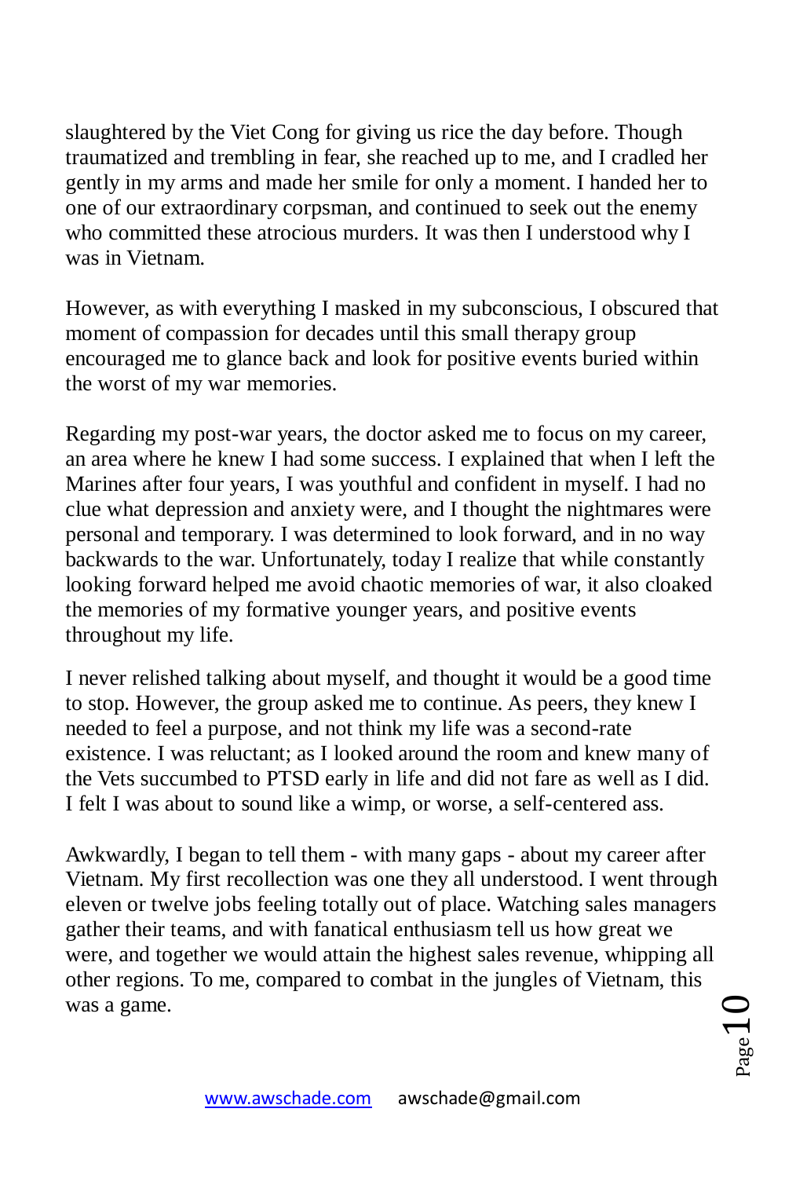slaughtered by the Viet Cong for giving us rice the day before. Though traumatized and trembling in fear, she reached up to me, and I cradled her gently in my arms and made her smile for only a moment. I handed her to one of our extraordinary corpsman, and continued to seek out the enemy who committed these atrocious murders. It was then I understood why I was in Vietnam.

However, as with everything I masked in my subconscious, I obscured that moment of compassion for decades until this small therapy group encouraged me to glance back and look for positive events buried within the worst of my war memories.

Regarding my post-war years, the doctor asked me to focus on my career, an area where he knew I had some success. I explained that when I left the Marines after four years, I was youthful and confident in myself. I had no clue what depression and anxiety were, and I thought the nightmares were personal and temporary. I was determined to look forward, and in no way backwards to the war. Unfortunately, today I realize that while constantly looking forward helped me avoid chaotic memories of war, it also cloaked the memories of my formative younger years, and positive events throughout my life.

I never relished talking about myself, and thought it would be a good time to stop. However, the group asked me to continue. As peers, they knew I needed to feel a purpose, and not think my life was a second-rate existence. I was reluctant; as I looked around the room and knew many of the Vets succumbed to PTSD early in life and did not fare as well as I did. I felt I was about to sound like a wimp, or worse, a self-centered ass.

Awkwardly, I began to tell them - with many gaps - about my career after Vietnam. My first recollection was one they all understood. I went through eleven or twelve jobs feeling totally out of place. Watching sales managers gather their teams, and with fanatical enthusiasm tell us how great we were, and together we would attain the highest sales revenue, whipping all other regions. To me, compared to combat in the jungles of Vietnam, this was a game.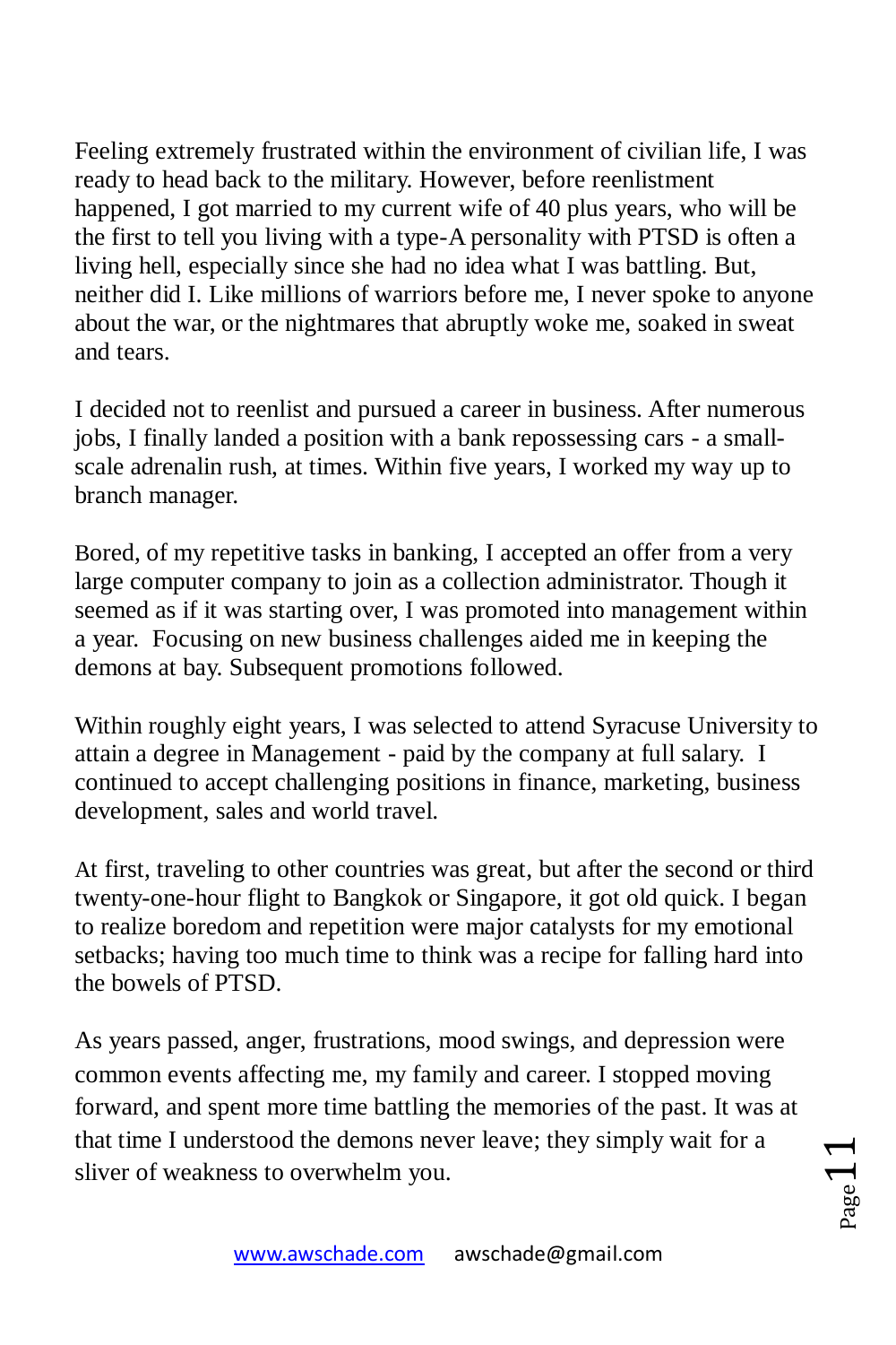Feeling extremely frustrated within the environment of civilian life, I was ready to head back to the military. However, before reenlistment happened, I got married to my current wife of 40 plus years, who will be the first to tell you living with a type-A personality with PTSD is often a living hell, especially since she had no idea what I was battling. But, neither did I. Like millions of warriors before me, I never spoke to anyone about the war, or the nightmares that abruptly woke me, soaked in sweat and tears.

I decided not to reenlist and pursued a career in business. After numerous jobs, I finally landed a position with a bank repossessing cars - a small-scale adrenalin rush, at times. Within five years, I worked my way up to branch manager.

Bored, of my repetitive tasks in banking, I accepted an offer from a very large computer company to join as a collection administrator. Though it seemed as if it was starting over, I was promoted into management within a year. Focusing on new business challenges aided me in keeping the demons at bay. Subsequent promotions followed.

Within roughly eight years, I was selected to attend Syracuse University to attain a degree in Management - paid by the company at full salary. I continued to accept challenging positions in finance, marketing, business development, sales and world travel.

At first, traveling to other countries was great, but after the second or third twenty-one-hour flight to Bangkok or Singapore, it got old quick. I began to realize boredom and repetition were major catalysts for my emotional setbacks; having too much time to think was a recipe for falling hard into the bowels of PTSD.

As years passed, anger, frustrations, mood swings, and depression were common events affecting me, my family and career. I stopped moving forward, and spent more time battling the memories of the past. It was at that time I understood the demons never leave; they simply wait for a sliver of weakness to overwhelm you.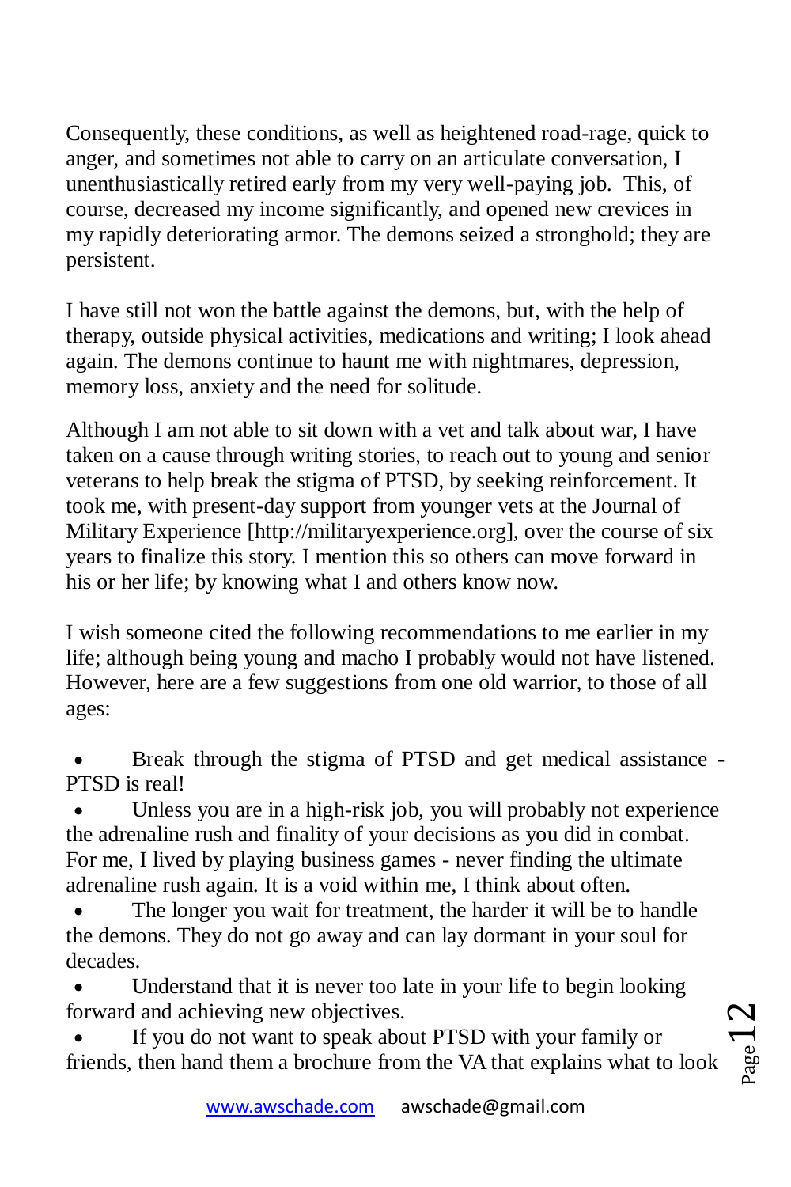Consequently, these conditions, as well as heightened road-rage, quick to anger, and sometimes not able to carry on an articulate conversation, I unenthusiastically retired early from my very well-paying job. This, of course, decreased my income significantly, and opened new crevices in my rapidly deteriorating armor. The demons seized a stronghold; they are persistent.

I have still not won the battle against the demons, but, with the help of therapy, outside physical activities, medications and writing; I look ahead again. The demons continue to haunt me with nightmares, depression, memory loss, anxiety and the need for solitude.

Although I am not able to sit down with a vet and talk about war, I have taken on a cause through writing stories, to reach out to young and senior veterans to help break the stigma of PTSD, by seeking reinforcement. It took me, with present-day support from younger vets at the Journal of Military Experience [http://militaryexperience.org], over the course of six years to finalize this story. I mention this so others can move forward in his or her life; by knowing what I and others know now.

I wish someone cited the following recommendations to me earlier in my life; although being young and macho I probably would not have listened. However, here are a few suggestions from one old warrior, to those of all ages:

- Break through the stigma of PTSD and get medical assistance - PTSD is real!
- Unless you are in a high-risk job, you will probably not experience the adrenaline rush and finality of your decisions as you did in combat. For me, I lived by playing business games - never finding the ultimate adrenaline rush again. It is a void within me, I think about often.
- The longer you wait for treatment, the harder it will be to handle the demons. They do not go away and can lay dormant in your soul for decades.
- Understand that it is never too late in your life to begin looking forward and achieving new objectives.
- If you do not want to speak about PTSD with your family or friends, then hand them a brochure from the VA that explains what to look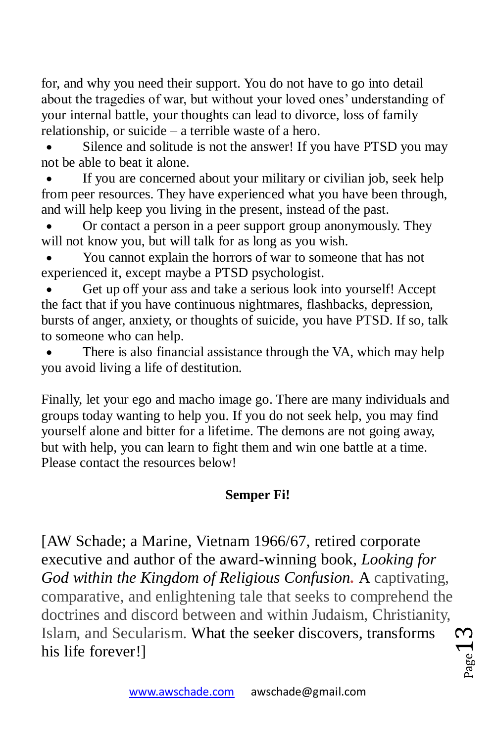for, and why you need their support. You do not have to go into detail about the tragedies of war, but without your loved ones' understanding of your internal battle, your thoughts can lead to divorce, loss of family relationship, or suicide – a terrible waste of a hero.

- Silence and solitude is not the answer! If you have PTSD you may not be able to beat it alone.
- If you are concerned about your military or civilian job, seek help from peer resources. They have experienced what you have been through, and will help keep you living in the present, instead of the past.
- Or contact a person in a peer support group anonymously. They will not know you, but will talk for as long as you wish.
- You cannot explain the horrors of war to someone that has not experienced it, except maybe a PTSD psychologist.
- Get up off your ass and take a serious look into yourself! Accept the fact that if you have continuous nightmares, flashbacks, depression, bursts of anger, anxiety, or thoughts of suicide, you have PTSD. If so, talk to someone who can help.
- There is also financial assistance through the VA, which may help you avoid living a life of destitution.

Finally, let your ego and macho image go. There are many individuals and groups today wanting to help you. If you do not seek help, you may find yourself alone and bitter for a lifetime. The demons are not going away, but with help, you can learn to fight them and win one battle at a time. Please contact the resources below!

**Semper Fi!**

[AW Schade; a Marine, Vietnam 1966/67, retired corporate executive and author of the award-winning book, *Looking for God within the Kingdom of Religious Confusion*. A captivating, comparative, and enlightening tale that seeks to comprehend the doctrines and discord between and within Judaism, Christianity, Islam, and Secularism. What the seeker discovers, transforms his life forever!]

www.awschade.com awschade@gmail.com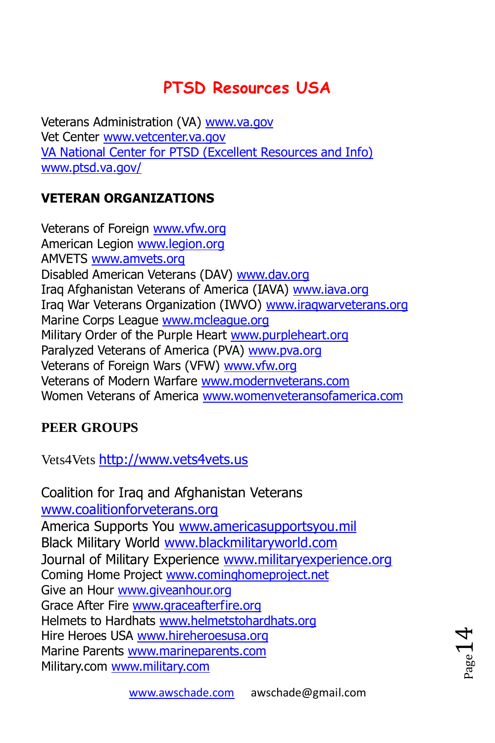# PTSD Resources USA

Veterans Administration (VA) www.va.gov
Vet Center www.vetcenter.va.gov
VA National Center for PTSD (Excellent Resources and Info)
www.ptsd.va.gov/

## VETERAN ORGANIZATIONS

Veterans of Foreign www.vfw.org
American Legion www.legion.org
AMVETS www.amvets.org
Disabled American Veterans (DAV) www.dav.org
Iraq Afghanistan Veterans of America (IAVA) www.iava.org
Iraq War Veterans Organization (IWVO) www.iraqwarveterans.org
Marine Corps League www.mcleague.org
Military Order of the Purple Heart www.purpleheart.org
Paralyzed Veterans of America (PVA) www.pva.org
Veterans of Foreign Wars (VFW) www.vfw.org
Veterans of Modern Warfare www.modernveterans.com
Women Veterans of America www.womenveteransofamerica.com

## PEER GROUPS

Vets4Vets http://www.vets4vets.us

Coalition for Iraq and Afghanistan Veterans
www.coalitionforveterans.org
America Supports You www.americasupportsyou.mil
Black Military World www.blackmilitaryworld.com
Journal of Military Experience www.militaryexperience.org
Coming Home Project www.cominghomeproject.net
Give an Hour www.giveanhour.org
Grace After Fire www.graceafterfire.org
Helmets to Hardhats www.helmetstohardhats.org
Hire Heroes USA www.hireheroesusa.org
Marine Parents www.marineparents.com
Military.com www.military.com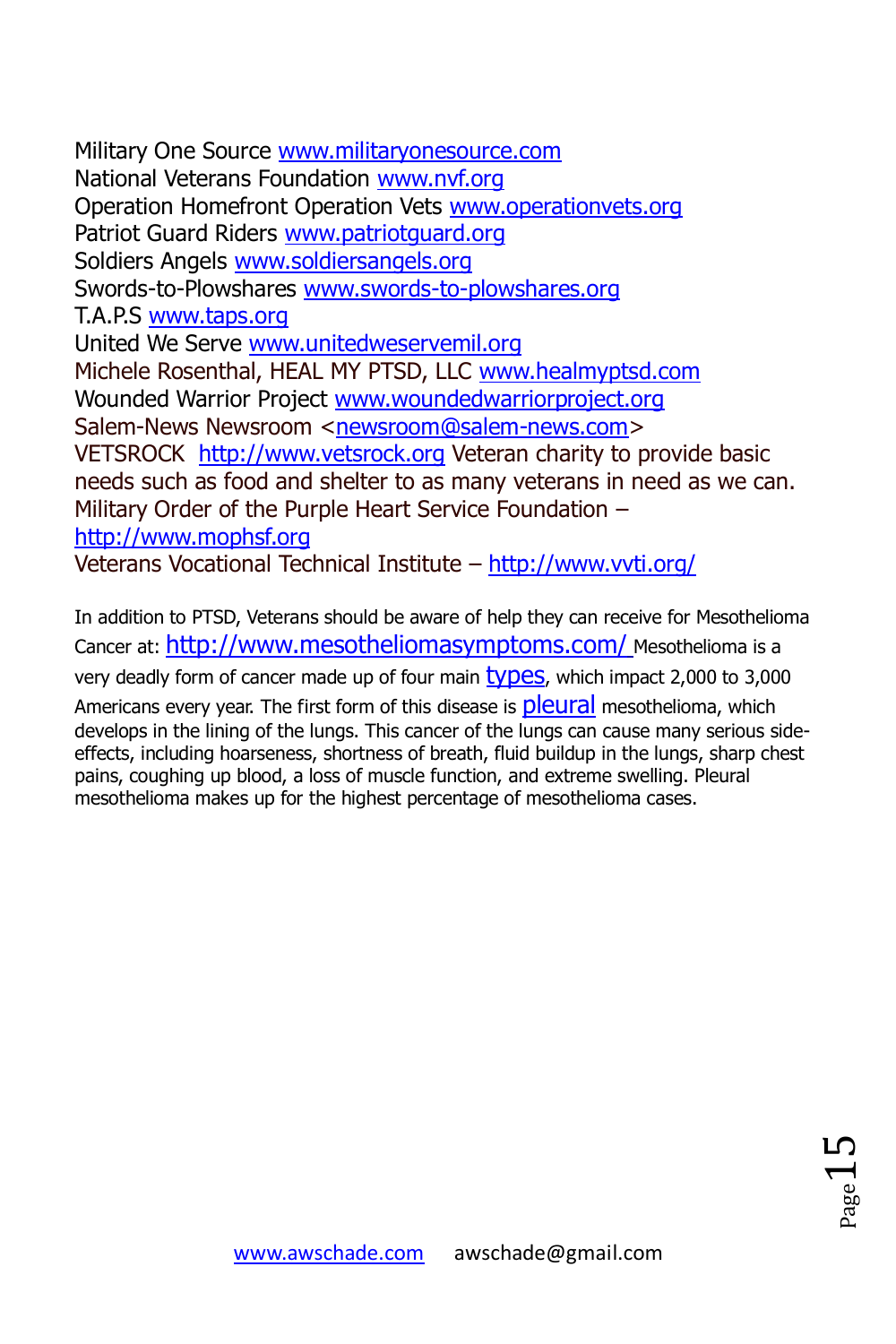Military One Source www.militaryonesource.com
National Veterans Foundation www.nvf.org
Operation Homefront Operation Vets www.operationvets.org
Patriot Guard Riders www.patriotguard.org
Soldiers Angels www.soldiersangels.org
Swords-to-Plowshares www.swords-to-plowshares.org
T.A.P.S www.taps.org
United We Serve www.unitedweservemil.org
Michele Rosenthal, HEAL MY PTSD, LLC www.healmyptsd.com
Wounded Warrior Project www.woundedwarriorproject.org
Salem-News Newsroom <newsroom@salem-news.com>
VETSROCK http://www.vetsrock.org Veteran charity to provide basic needs such as food and shelter to as many veterans in need as we can.
Military Order of the Purple Heart Service Foundation – http://www.mophsf.org
Veterans Vocational Technical Institute – http://www.vvti.org/

In addition to PTSD, Veterans should be aware of help they can receive for Mesothelioma Cancer at: http://www.mesotheliomasymptoms.com/ Mesothelioma is a very deadly form of cancer made up of four main types, which impact 2,000 to 3,000 Americans every year. The first form of this disease is pleural mesothelioma, which develops in the lining of the lungs. This cancer of the lungs can cause many serious side-effects, including hoarseness, shortness of breath, fluid buildup in the lungs, sharp chest pains, coughing up blood, a loss of muscle function, and extreme swelling. Pleural mesothelioma makes up for the highest percentage of mesothelioma cases.